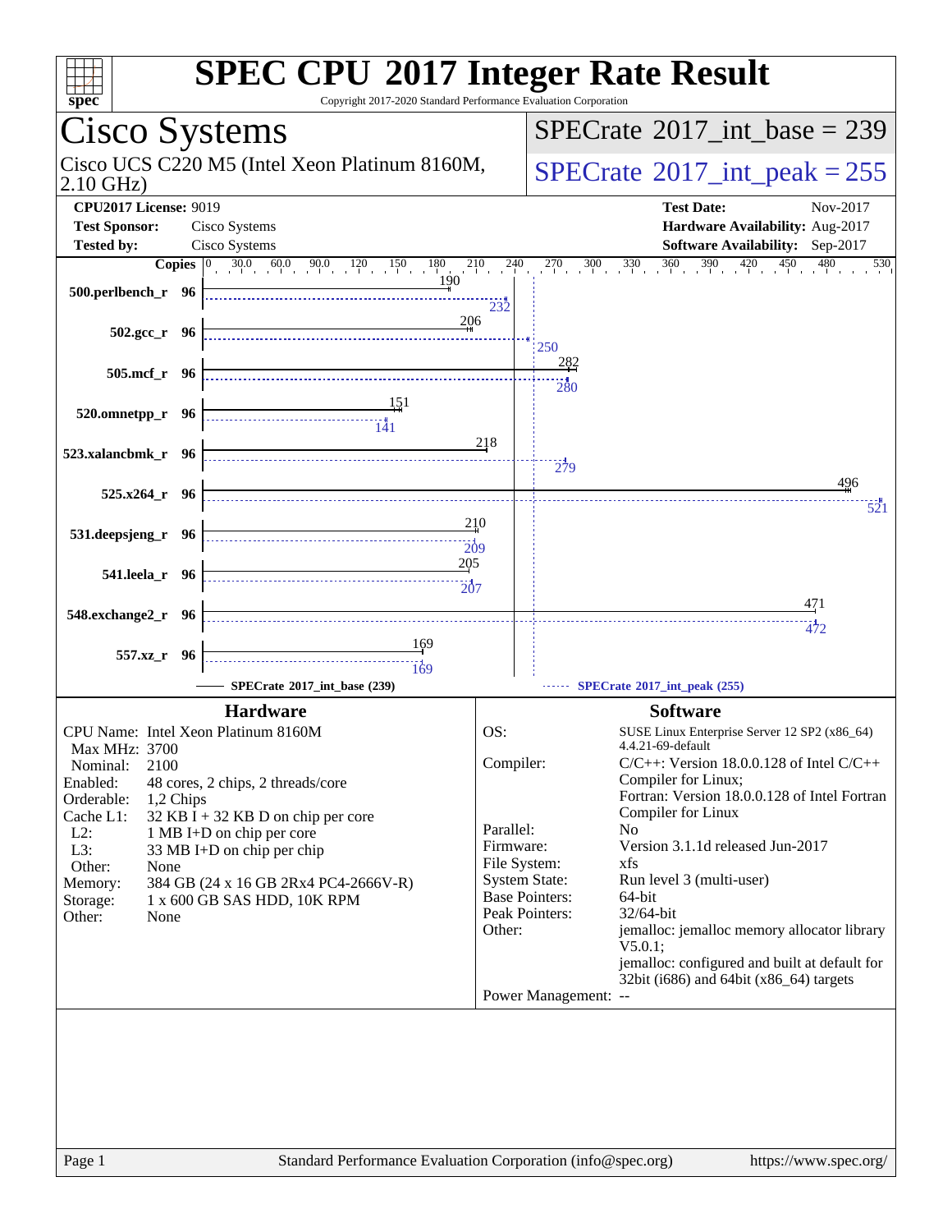# SPEC CPU 2017 Integer Rate Result

Copyright 2017-2020 Standard Performance Evaluation Corporation

## Cisco Systems

Cisco UCS C220 M5 (Intel Xeon Platinum 8160M, 2.10 GHz)

**SPECrate 2017_int_base = 239**

**SPECrate 2017_int_peak = 255**

| | | | |
|---|---|---|---|
| **CPU2017 License:** | 9019 | **Test Date:** | Nov-2017 |
| **Test Sponsor:** | Cisco Systems | **Hardware Availability:** | Aug-2017 |
| **Tested by:** | Cisco Systems | **Software Availability:** | Sep-2017 |

| Benchmark | Copies | SPECrate 2017_int_base (239) | SPECrate 2017_int_peak (255) |
|---|---|---|---|
| 500.perlbench_r | 96 | 190 | 232 |
| 502.gcc_r | 96 | 206 | 250 |
| 505.mcf_r | 96 | 282 | 280 |
| 520.omnetpp_r | 96 | 151 | 141 |
| 523.xalancbmk_r | 96 | 218 | 279 |
| 525.x264_r | 96 | 496 | 521 |
| 531.deepsjeng_r | 96 | 210 | 209 |
| 541.leela_r | 96 | 205 | 207 |
| 548.exchange2_r | 96 | 471 | 472 |
| 557.xz_r | 96 | 169 | 169 |

### Hardware

- CPU Name: Intel Xeon Platinum 8160M
- Max MHz: 3700
- Nominal: 2100
- Enabled: 48 cores, 2 chips, 2 threads/core
- Orderable: 1,2 Chips
- Cache L1: 32 KB I + 32 KB D on chip per core
- L2: 1 MB I+D on chip per core
- L3: 33 MB I+D on chip per chip
- Other: None
- Memory: 384 GB (24 x 16 GB 2Rx4 PC4-2666V-R)
- Storage: 1 x 600 GB SAS HDD, 10K RPM
- Other: None

### Software

- OS: SUSE Linux Enterprise Server 12 SP2 (x86_64) 4.4.21-69-default
- Compiler: C/C++: Version 18.0.0.128 of Intel C/C++ Compiler for Linux; Fortran: Version 18.0.0.128 of Intel Fortran Compiler for Linux
- Parallel: No
- Firmware: Version 3.1.1d released Jun-2017
- File System: xfs
- System State: Run level 3 (multi-user)
- Base Pointers: 64-bit
- Peak Pointers: 32/64-bit
- Other: jemalloc: jemalloc memory allocator library V5.0.1; jemalloc: configured and built at default for 32bit (i686) and 64bit (x86_64) targets
- Power Management: --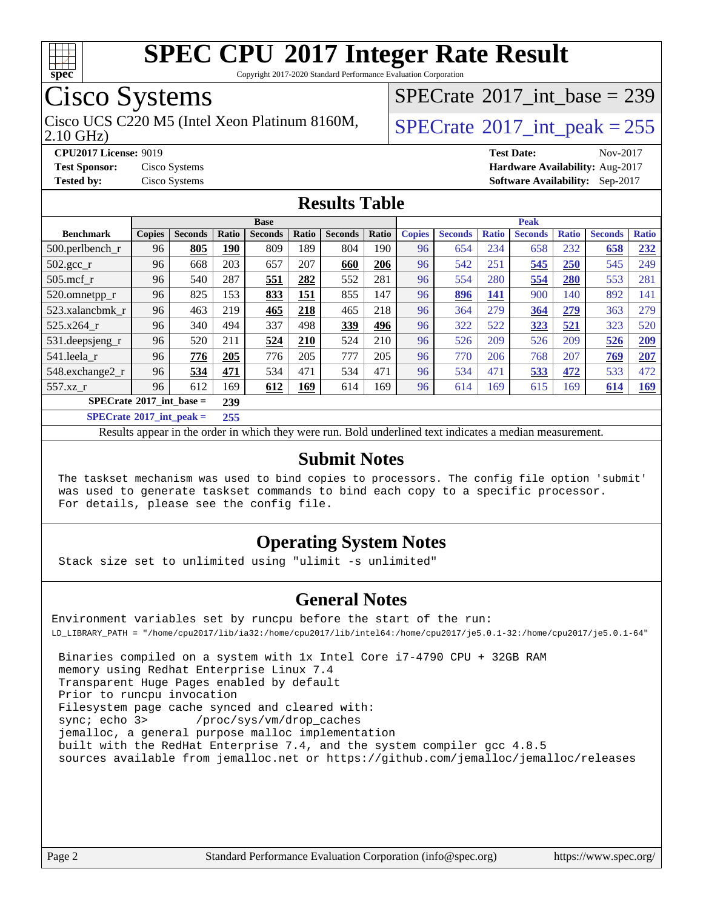# SPEC CPU 2017 Integer Rate Result

Copyright 2017-2020 Standard Performance Evaluation Corporation

## Cisco Systems

Cisco UCS C220 M5 (Intel Xeon Platinum 8160M, 2.10 GHz)

SPECrate 2017_int_base = 239

SPECrate 2017_int_peak = 255

**CPU2017 License:** 9019
**Test Sponsor:** Cisco Systems
**Tested by:** Cisco Systems

**Test Date:** Nov-2017
**Hardware Availability:** Aug-2017
**Software Availability:** Sep-2017

## Results Table

| | Base | | | | | | | Peak | | | | | | |
|---|---|---|---|---|---|---|---|---|---|---|---|---|---|---|
| **Benchmark** | **Copies** | **Seconds** | **Ratio** | **Seconds** | **Ratio** | **Seconds** | **Ratio** | **Copies** | **Seconds** | **Ratio** | **Seconds** | **Ratio** | **Seconds** | **Ratio** |
| 500.perlbench_r | 96 | **805** | **190** | 809 | 189 | 804 | 190 | 96 | 654 | 234 | 658 | 232 | **658** | **232** |
| 502.gcc_r | 96 | 668 | 203 | 657 | 207 | **660** | **206** | 96 | 542 | 251 | **545** | **250** | 545 | 249 |
| 505.mcf_r | 96 | 540 | 287 | **551** | **282** | 552 | 281 | 96 | 554 | 280 | **554** | **280** | 553 | 281 |
| 520.omnetpp_r | 96 | 825 | 153 | **833** | **151** | 855 | 147 | 96 | **896** | **141** | 900 | 140 | 892 | 141 |
| 523.xalancbmk_r | 96 | 463 | 219 | **465** | **218** | 465 | 218 | 96 | 364 | 279 | **364** | **279** | 363 | 279 |
| 525.x264_r | 96 | 340 | 494 | 337 | 498 | **339** | **496** | 96 | 322 | 522 | **323** | **521** | 323 | 520 |
| 531.deepsjeng_r | 96 | 520 | 211 | **524** | **210** | 524 | 210 | 96 | 526 | 209 | 526 | 209 | **526** | **209** |
| 541.leela_r | 96 | **776** | **205** | 776 | 205 | 777 | 205 | 96 | 770 | 206 | 768 | 207 | **769** | **207** |
| 548.exchange2_r | 96 | **534** | **471** | 534 | 471 | 534 | 471 | 96 | 534 | 471 | **533** | **472** | 533 | 472 |
| 557.xz_r | 96 | 612 | 169 | **612** | **169** | 614 | 169 | 96 | 614 | 169 | 615 | 169 | **614** | **169** |

**SPECrate 2017_int_base = 239**

**SPECrate 2017_int_peak = 255**

Results appear in the order in which they were run. Bold underlined text indicates a median measurement.

## Submit Notes

```
The taskset mechanism was used to bind copies to processors. The config file option 'submit'
was used to generate taskset commands to bind each copy to a specific processor.
For details, please see the config file.
```

## Operating System Notes

```
Stack size set to unlimited using "ulimit -s unlimited"
```

## General Notes

```
Environment variables set by runcpu before the start of the run:
LD_LIBRARY_PATH = "/home/cpu2017/lib/ia32:/home/cpu2017/lib/intel64:/home/cpu2017/je5.0.1-32:/home/cpu2017/je5.0.1-64"

 Binaries compiled on a system with 1x Intel Core i7-4790 CPU + 32GB RAM
 memory using Redhat Enterprise Linux 7.4
 Transparent Huge Pages enabled by default
 Prior to runcpu invocation
 Filesystem page cache synced and cleared with:
 sync; echo 3>       /proc/sys/vm/drop_caches
 jemalloc, a general purpose malloc implementation
 built with the RedHat Enterprise 7.4, and the system compiler gcc 4.8.5
 sources available from jemalloc.net or https://github.com/jemalloc/jemalloc/releases
```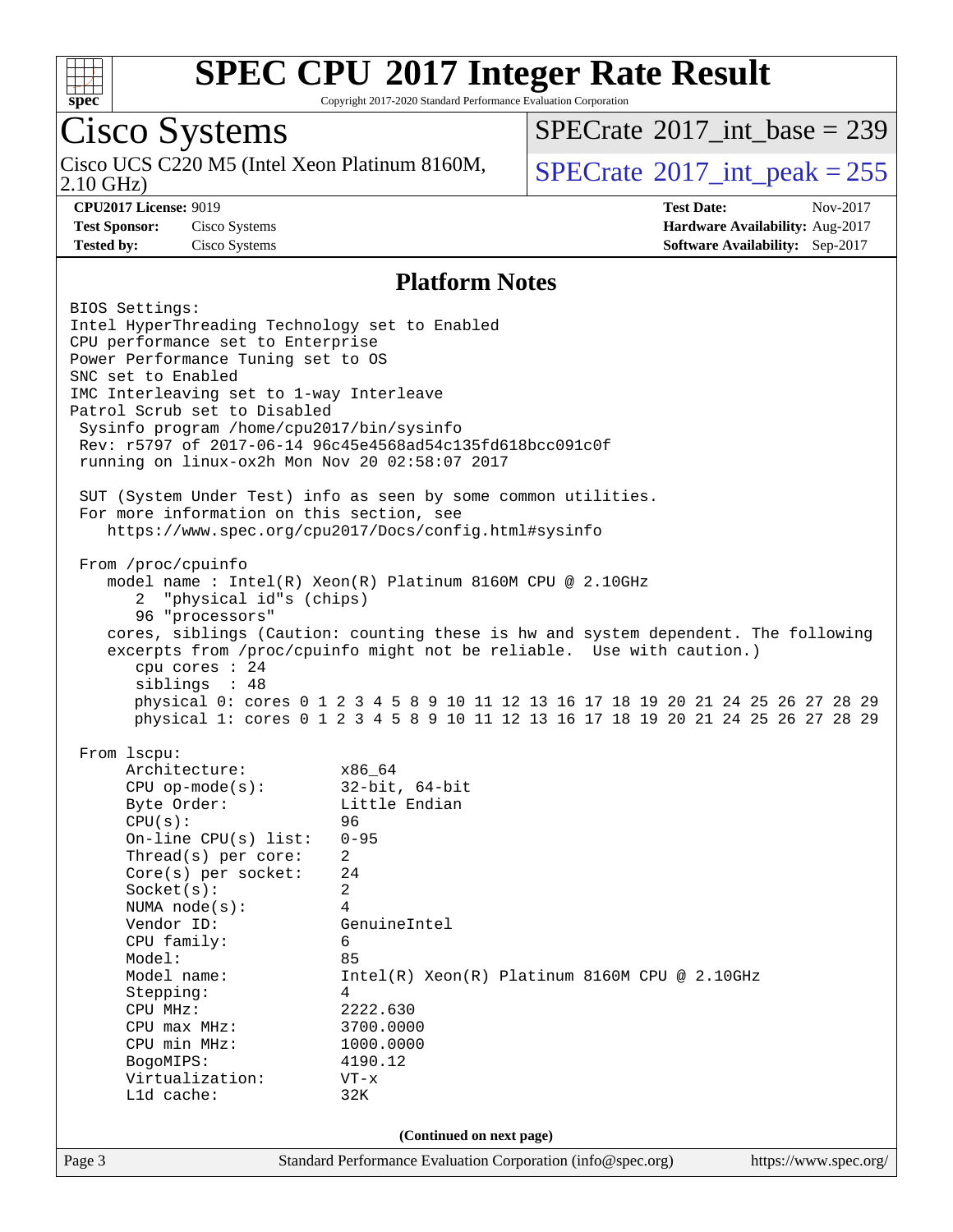# SPEC CPU 2017 Integer Rate Result

Copyright 2017-2020 Standard Performance Evaluation Corporation

## Cisco Systems

Cisco UCS C220 M5 (Intel Xeon Platinum 8160M, 2.10 GHz)

SPECrate 2017_int_base = 239

SPECrate 2017_int_peak = 255

**CPU2017 License:** 9019
**Test Sponsor:** Cisco Systems
**Tested by:** Cisco Systems

**Test Date:** Nov-2017
**Hardware Availability:** Aug-2017
**Software Availability:** Sep-2017

## Platform Notes

```
BIOS Settings:
Intel HyperThreading Technology set to Enabled
CPU performance set to Enterprise
Power Performance Tuning set to OS
SNC set to Enabled
IMC Interleaving set to 1-way Interleave
Patrol Scrub set to Disabled
 Sysinfo program /home/cpu2017/bin/sysinfo
 Rev: r5797 of 2017-06-14 96c45e4568ad54c135fd618bcc091c0f
 running on linux-ox2h Mon Nov 20 02:58:07 2017

 SUT (System Under Test) info as seen by some common utilities.
 For more information on this section, see
    https://www.spec.org/cpu2017/Docs/config.html#sysinfo

 From /proc/cpuinfo
    model name : Intel(R) Xeon(R) Platinum 8160M CPU @ 2.10GHz
       2  "physical id"s (chips)
       96 "processors"
    cores, siblings (Caution: counting these is hw and system dependent. The following
    excerpts from /proc/cpuinfo might not be reliable.  Use with caution.)
       cpu cores : 24
       siblings  : 48
       physical 0: cores 0 1 2 3 4 5 8 9 10 11 12 13 16 17 18 19 20 21 24 25 26 27 28 29
       physical 1: cores 0 1 2 3 4 5 8 9 10 11 12 13 16 17 18 19 20 21 24 25 26 27 28 29

 From lscpu:
      Architecture:          x86_64
      CPU op-mode(s):        32-bit, 64-bit
      Byte Order:            Little Endian
      CPU(s):                96
      On-line CPU(s) list:   0-95
      Thread(s) per core:    2
      Core(s) per socket:    24
      Socket(s):             2
      NUMA node(s):          4
      Vendor ID:             GenuineIntel
      CPU family:            6
      Model:                 85
      Model name:            Intel(R) Xeon(R) Platinum 8160M CPU @ 2.10GHz
      Stepping:              4
      CPU MHz:               2222.630
      CPU max MHz:           3700.0000
      CPU min MHz:           1000.0000
      BogoMIPS:              4190.12
      Virtualization:        VT-x
      L1d cache:             32K
```

(Continued on next page)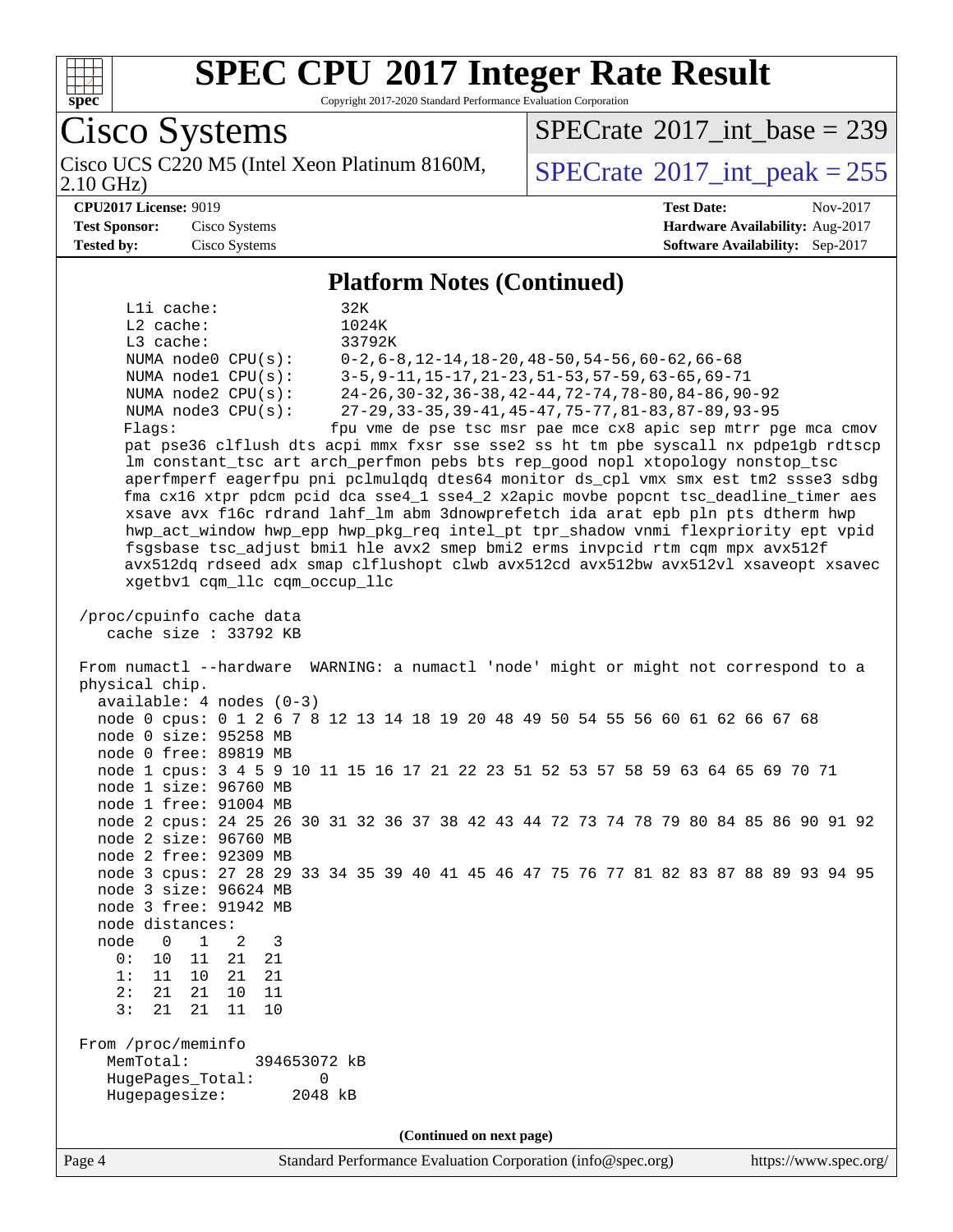# SPEC CPU 2017 Integer Rate Result

Copyright 2017-2020 Standard Performance Evaluation Corporation

## Cisco Systems

Cisco UCS C220 M5 (Intel Xeon Platinum 8160M, 2.10 GHz)

SPECrate 2017_int_base = 239

SPECrate 2017_int_peak = 255

**CPU2017 License:** 9019
**Test Sponsor:** Cisco Systems
**Tested by:** Cisco Systems

**Test Date:** Nov-2017
**Hardware Availability:** Aug-2017
**Software Availability:** Sep-2017

### Platform Notes (Continued)

```
     L1i cache:             32K
     L2 cache:              1024K
     L3 cache:              33792K
     NUMA node0 CPU(s):     0-2,6-8,12-14,18-20,48-50,54-56,60-62,66-68
     NUMA node1 CPU(s):     3-5,9-11,15-17,21-23,51-53,57-59,63-65,69-71
     NUMA node2 CPU(s):     24-26,30-32,36-38,42-44,72-74,78-80,84-86,90-92
     NUMA node3 CPU(s):     27-29,33-35,39-41,45-47,75-77,81-83,87-89,93-95
     Flags:                 fpu vme de pse tsc msr pae mce cx8 apic sep mtrr pge mca cmov
     pat pse36 clflush dts acpi mmx fxsr sse sse2 ss ht tm pbe syscall nx pdpe1gb rdtscp
     lm constant_tsc art arch_perfmon pebs bts rep_good nopl xtopology nonstop_tsc
     aperfmperf eagerfpu pni pclmulqdq dtes64 monitor ds_cpl vmx smx est tm2 ssse3 sdbg
     fma cx16 xtpr pdcm pcid dca sse4_1 sse4_2 x2apic movbe popcnt tsc_deadline_timer aes
     xsave avx f16c rdrand lahf_lm abm 3dnowprefetch ida arat epb pln pts dtherm hwp
     hwp_act_window hwp_epp hwp_pkg_req intel_pt tpr_shadow vnmi flexpriority ept vpid
     fsgsbase tsc_adjust bmi1 hle avx2 smep bmi2 erms invpcid rtm cqm mpx avx512f
     avx512dq rdseed adx smap clflushopt clwb avx512cd avx512bw avx512vl xsaveopt xsavec
     xgetbv1 cqm_llc cqm_occup_llc

 /proc/cpuinfo cache data
    cache size : 33792 KB

 From numactl --hardware  WARNING: a numactl 'node' might or might not correspond to a
 physical chip.
   available: 4 nodes (0-3)
   node 0 cpus: 0 1 2 6 7 8 12 13 14 18 19 20 48 49 50 54 55 56 60 61 62 66 67 68
   node 0 size: 95258 MB
   node 0 free: 89819 MB
   node 1 cpus: 3 4 5 9 10 11 15 16 17 21 22 23 51 52 53 57 58 59 63 64 65 69 70 71
   node 1 size: 96760 MB
   node 1 free: 91004 MB
   node 2 cpus: 24 25 26 30 31 32 36 37 38 42 43 44 72 73 74 78 79 80 84 85 86 90 91 92
   node 2 size: 96760 MB
   node 2 free: 92309 MB
   node 3 cpus: 27 28 29 33 34 35 39 40 41 45 46 47 75 76 77 81 82 83 87 88 89 93 94 95
   node 3 size: 96624 MB
   node 3 free: 91942 MB
   node distances:
   node   0   1   2   3
     0:  10  11  21  21
     1:  11  10  21  21
     2:  21  21  10  11
     3:  21  21  11  10

 From /proc/meminfo
    MemTotal:       394653072 kB
    HugePages_Total:       0
    Hugepagesize:       2048 kB
```

(Continued on next page)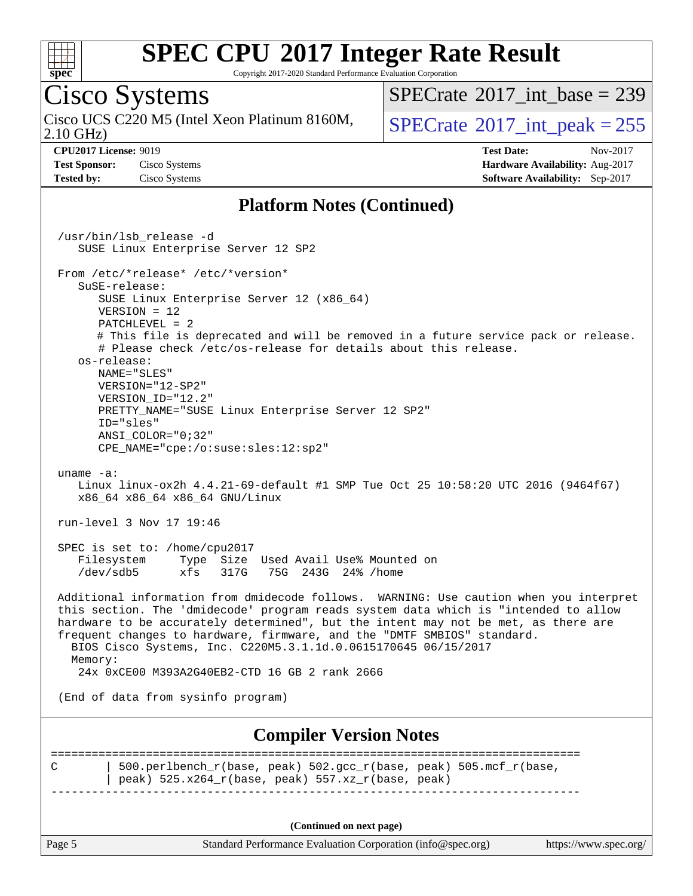## Platform Notes (Continued)

```
/usr/bin/lsb_release -d
   SUSE Linux Enterprise Server 12 SP2

From /etc/*release* /etc/*version*
   SuSE-release:
      SUSE Linux Enterprise Server 12 (x86_64)
      VERSION = 12
      PATCHLEVEL = 2
      # This file is deprecated and will be removed in a future service pack or release.
      # Please check /etc/os-release for details about this release.
   os-release:
      NAME="SLES"
      VERSION="12-SP2"
      VERSION_ID="12.2"
      PRETTY_NAME="SUSE Linux Enterprise Server 12 SP2"
      ID="sles"
      ANSI_COLOR="0;32"
      CPE_NAME="cpe:/o:suse:sles:12:sp2"

uname -a:
   Linux linux-ox2h 4.4.21-69-default #1 SMP Tue Oct 25 10:58:20 UTC 2016 (9464f67)
   x86_64 x86_64 x86_64 GNU/Linux

run-level 3 Nov 17 19:46

SPEC is set to: /home/cpu2017
   Filesystem     Type  Size  Used Avail Use% Mounted on
   /dev/sdb5      xfs   317G   75G  243G  24% /home

Additional information from dmidecode follows.  WARNING: Use caution when you interpret
this section. The 'dmidecode' program reads system data which is "intended to allow
hardware to be accurately determined", but the intent may not be met, as there are
frequent changes to hardware, firmware, and the "DMTF SMBIOS" standard.
  BIOS Cisco Systems, Inc. C220M5.3.1.1d.0.0615170645 06/15/2017
  Memory:
   24x 0xCE00 M393A2G40EB2-CTD 16 GB 2 rank 2666

(End of data from sysinfo program)
```

## Compiler Version Notes

```
==============================================================================
C       | 500.perlbench_r(base, peak) 502.gcc_r(base, peak) 505.mcf_r(base,
        | peak) 525.x264_r(base, peak) 557.xz_r(base, peak)
------------------------------------------------------------------------------
```

(Continued on next page)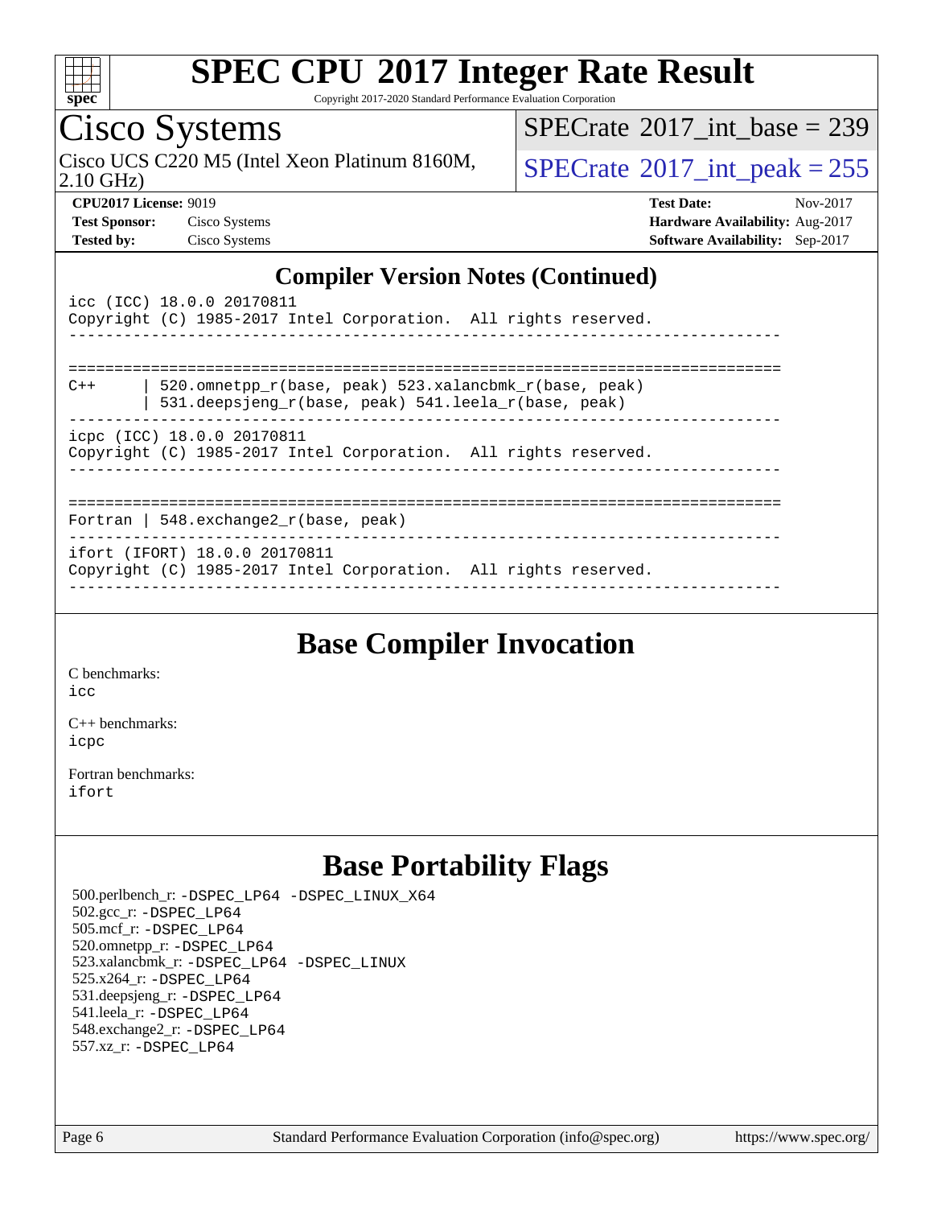## Compiler Version Notes (Continued)

```
icc (ICC) 18.0.0 20170811
Copyright (C) 1985-2017 Intel Corporation.  All rights reserved.
------------------------------------------------------------------------------

==============================================================================
C++      | 520.omnetpp_r(base, peak) 523.xalancbmk_r(base, peak)
         | 531.deepsjeng_r(base, peak) 541.leela_r(base, peak)
------------------------------------------------------------------------------
icpc (ICC) 18.0.0 20170811
Copyright (C) 1985-2017 Intel Corporation.  All rights reserved.
------------------------------------------------------------------------------

==============================================================================
Fortran | 548.exchange2_r(base, peak)
------------------------------------------------------------------------------
ifort (IFORT) 18.0.0 20170811
Copyright (C) 1985-2017 Intel Corporation.  All rights reserved.
------------------------------------------------------------------------------
```

## Base Compiler Invocation

C benchmarks:
icc

C++ benchmarks:
icpc

Fortran benchmarks:
ifort

## Base Portability Flags

500.perlbench_r: -DSPEC_LP64 -DSPEC_LINUX_X64
502.gcc_r: -DSPEC_LP64
505.mcf_r: -DSPEC_LP64
520.omnetpp_r: -DSPEC_LP64
523.xalancbmk_r: -DSPEC_LP64 -DSPEC_LINUX
525.x264_r: -DSPEC_LP64
531.deepsjeng_r: -DSPEC_LP64
541.leela_r: -DSPEC_LP64
548.exchange2_r: -DSPEC_LP64
557.xz_r: -DSPEC_LP64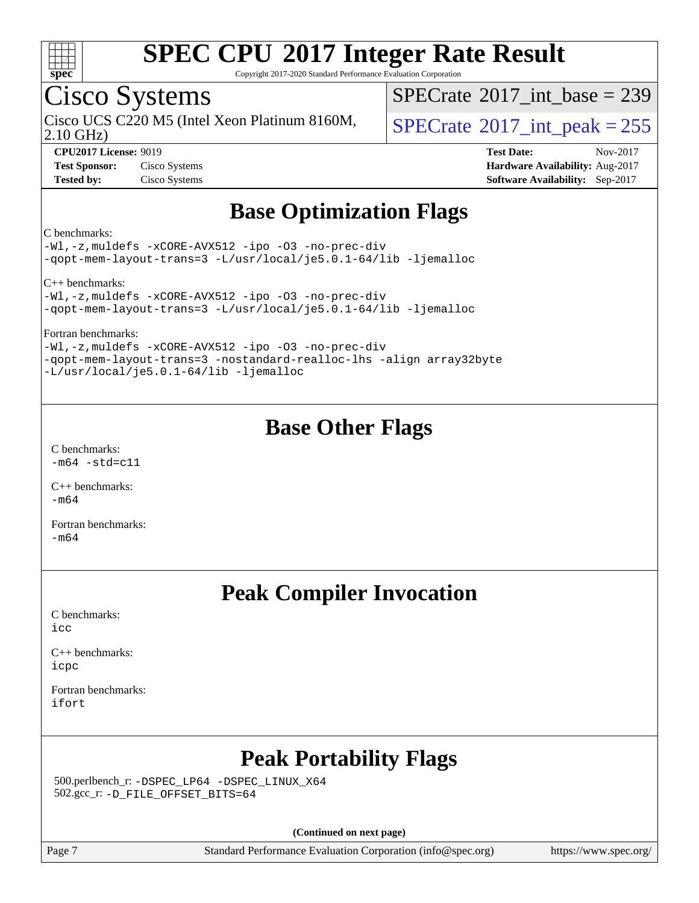# SPEC CPU 2017 Integer Rate Result

Copyright 2017-2020 Standard Performance Evaluation Corporation

## Cisco Systems

Cisco UCS C220 M5 (Intel Xeon Platinum 8160M, 2.10 GHz)

SPECrate 2017_int_base = 239

SPECrate 2017_int_peak = 255

**CPU2017 License:** 9019
**Test Sponsor:** Cisco Systems
**Tested by:** Cisco Systems

**Test Date:** Nov-2017
**Hardware Availability:** Aug-2017
**Software Availability:** Sep-2017

## Base Optimization Flags

C benchmarks:

```
-Wl,-z,muldefs -xCORE-AVX512 -ipo -O3 -no-prec-div
-qopt-mem-layout-trans=3 -L/usr/local/je5.0.1-64/lib -ljemalloc
```

C++ benchmarks:

```
-Wl,-z,muldefs -xCORE-AVX512 -ipo -O3 -no-prec-div
-qopt-mem-layout-trans=3 -L/usr/local/je5.0.1-64/lib -ljemalloc
```

Fortran benchmarks:

```
-Wl,-z,muldefs -xCORE-AVX512 -ipo -O3 -no-prec-div
-qopt-mem-layout-trans=3 -nostandard-realloc-lhs -align array32byte
-L/usr/local/je5.0.1-64/lib -ljemalloc
```

## Base Other Flags

C benchmarks:

```
-m64 -std=c11
```

C++ benchmarks:

```
-m64
```

Fortran benchmarks:

```
-m64
```

## Peak Compiler Invocation

C benchmarks:

```
icc
```

C++ benchmarks:

```
icpc
```

Fortran benchmarks:

```
ifort
```

## Peak Portability Flags

500.perlbench_r: `-DSPEC_LP64 -DSPEC_LINUX_X64`
502.gcc_r: `-D_FILE_OFFSET_BITS=64`

**(Continued on next page)**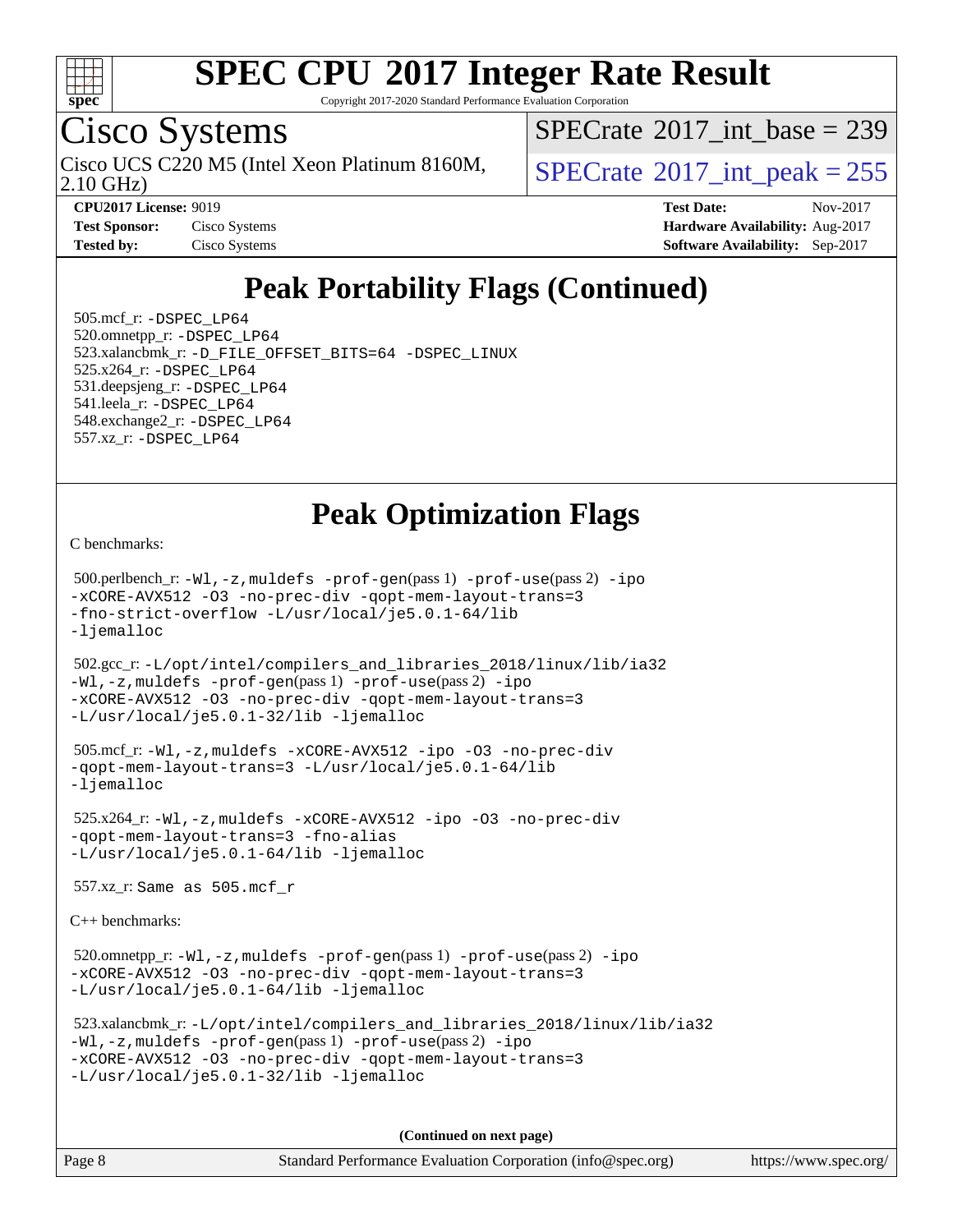# SPEC CPU 2017 Integer Rate Result

Copyright 2017-2020 Standard Performance Evaluation Corporation

## Cisco Systems

Cisco UCS C220 M5 (Intel Xeon Platinum 8160M, 2.10 GHz)

SPECrate 2017_int_base = 239

SPECrate 2017_int_peak = 255

**CPU2017 License:** 9019
**Test Sponsor:** Cisco Systems
**Tested by:** Cisco Systems

**Test Date:** Nov-2017
**Hardware Availability:** Aug-2017
**Software Availability:** Sep-2017

## Peak Portability Flags (Continued)

505.mcf_r: -DSPEC_LP64
520.omnetpp_r: -DSPEC_LP64
523.xalancbmk_r: -D_FILE_OFFSET_BITS=64 -DSPEC_LINUX
525.x264_r: -DSPEC_LP64
531.deepsjeng_r: -DSPEC_LP64
541.leela_r: -DSPEC_LP64
548.exchange2_r: -DSPEC_LP64
557.xz_r: -DSPEC_LP64

## Peak Optimization Flags

C benchmarks:

500.perlbench_r: -Wl,-z,muldefs -prof-gen(pass 1) -prof-use(pass 2) -ipo -xCORE-AVX512 -O3 -no-prec-div -qopt-mem-layout-trans=3 -fno-strict-overflow -L/usr/local/je5.0.1-64/lib -ljemalloc

502.gcc_r: -L/opt/intel/compilers_and_libraries_2018/linux/lib/ia32 -Wl,-z,muldefs -prof-gen(pass 1) -prof-use(pass 2) -ipo -xCORE-AVX512 -O3 -no-prec-div -qopt-mem-layout-trans=3 -L/usr/local/je5.0.1-32/lib -ljemalloc

505.mcf_r: -Wl,-z,muldefs -xCORE-AVX512 -ipo -O3 -no-prec-div -qopt-mem-layout-trans=3 -L/usr/local/je5.0.1-64/lib -ljemalloc

525.x264_r: -Wl,-z,muldefs -xCORE-AVX512 -ipo -O3 -no-prec-div -qopt-mem-layout-trans=3 -fno-alias -L/usr/local/je5.0.1-64/lib -ljemalloc

557.xz_r: Same as 505.mcf_r

C++ benchmarks:

520.omnetpp_r: -Wl,-z,muldefs -prof-gen(pass 1) -prof-use(pass 2) -ipo -xCORE-AVX512 -O3 -no-prec-div -qopt-mem-layout-trans=3 -L/usr/local/je5.0.1-64/lib -ljemalloc

523.xalancbmk_r: -L/opt/intel/compilers_and_libraries_2018/linux/lib/ia32 -Wl,-z,muldefs -prof-gen(pass 1) -prof-use(pass 2) -ipo -xCORE-AVX512 -O3 -no-prec-div -qopt-mem-layout-trans=3 -L/usr/local/je5.0.1-32/lib -ljemalloc

**(Continued on next page)**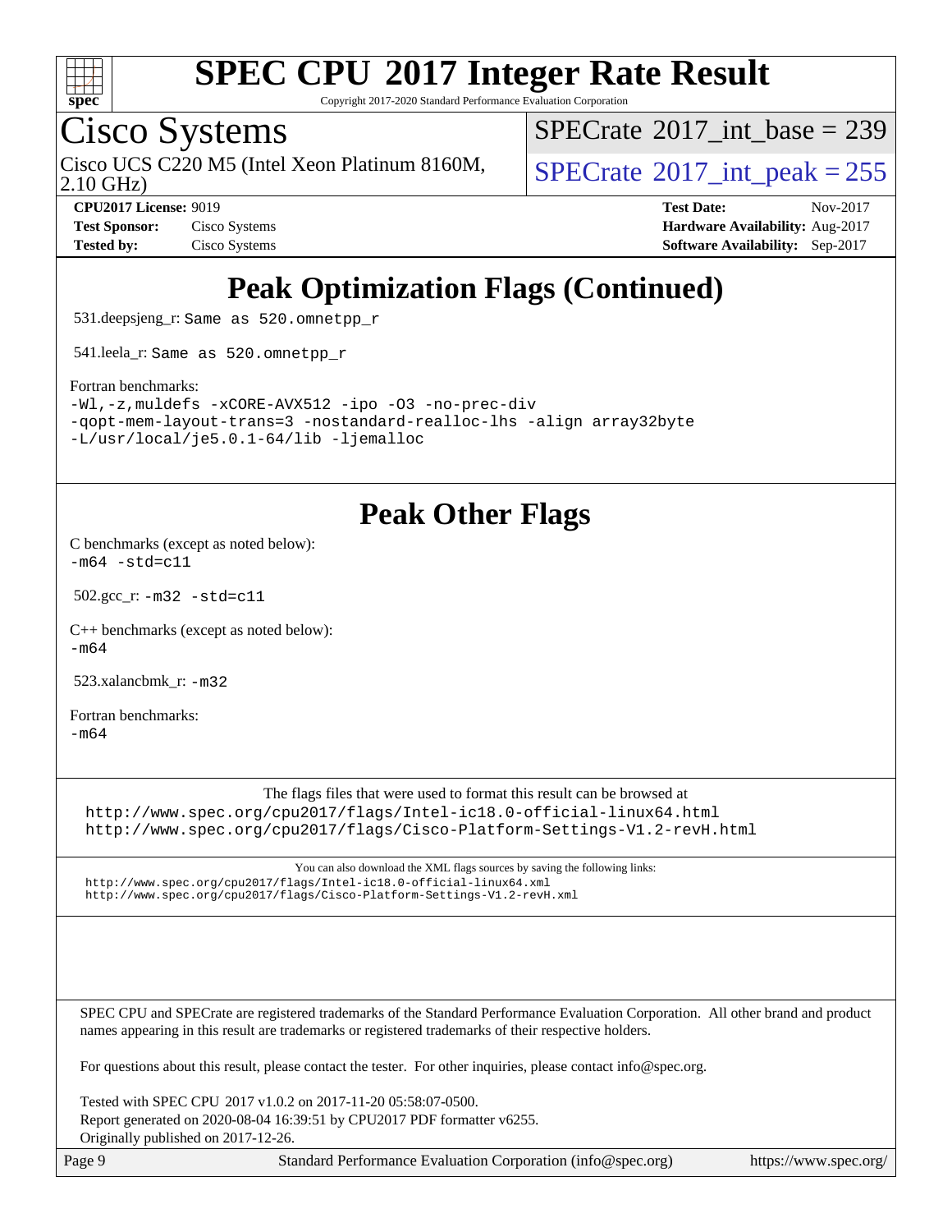## Peak Optimization Flags (Continued)

531.deepsjeng_r: Same as 520.omnetpp_r

541.leela_r: Same as 520.omnetpp_r

Fortran benchmarks:

```
-Wl,-z,muldefs -xCORE-AVX512 -ipo -O3 -no-prec-div
-qopt-mem-layout-trans=3 -nostandard-realloc-lhs -align array32byte
-L/usr/local/je5.0.1-64/lib -ljemalloc
```

## Peak Other Flags

C benchmarks (except as noted below):
`-m64 -std=c11`

502.gcc_r: `-m32 -std=c11`

C++ benchmarks (except as noted below):
`-m64`

523.xalancbmk_r: `-m32`

Fortran benchmarks:
`-m64`

The flags files that were used to format this result can be browsed at
http://www.spec.org/cpu2017/flags/Intel-ic18.0-official-linux64.html
http://www.spec.org/cpu2017/flags/Cisco-Platform-Settings-V1.2-revH.html

You can also download the XML flags sources by saving the following links:
http://www.spec.org/cpu2017/flags/Intel-ic18.0-official-linux64.xml
http://www.spec.org/cpu2017/flags/Cisco-Platform-Settings-V1.2-revH.xml

SPEC CPU and SPECrate are registered trademarks of the Standard Performance Evaluation Corporation. All other brand and product names appearing in this result are trademarks or registered trademarks of their respective holders.

For questions about this result, please contact the tester. For other inquiries, please contact info@spec.org.

Tested with SPEC CPU 2017 v1.0.2 on 2017-11-20 05:58:07-0500.
Report generated on 2020-08-04 16:39:51 by CPU2017 PDF formatter v6255.
Originally published on 2017-12-26.